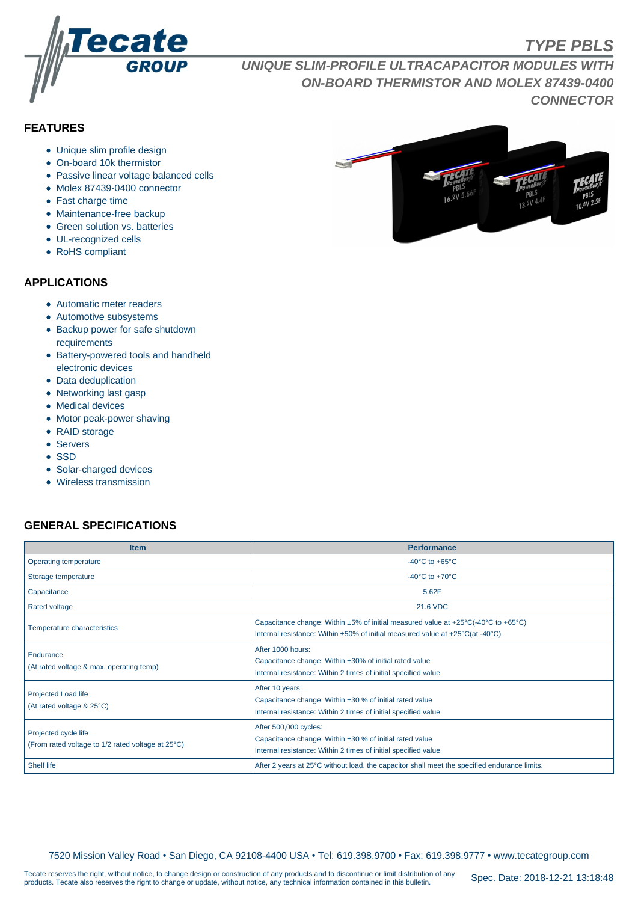# TYPE PBLS

## UNIQUE SLIM-PROFILE ULTRACAPACITOR MODULES WITH ON-BOARD THERMISTOR AND MOLEX 87439-0400 CONNECTOR

### FEATURES

- Unique slim profile design
- On-board 10k thermistor
- Passive linear voltage balanced cells
- Molex 87439-0400 connector
- Fast charge time
- Maintenance-free backup
- Green solution vs. batteries
- UL-recognized cells
- RoHS compliant

### APPLICATIONS

- Automatic meter readers
- Automotive subsystems
- Backup power for safe shutdown requirements
- Battery-powered tools and handheld electronic devices
- Data deduplication
- Networking last gasp
- Medical devices
- Motor peak-power shaving
- RAID storage
- Servers
- SSD
- Solar-charged devices
- Wireless transmission

### GENERAL SPECIFICATIONS

| Item | Performance |
|---|---|
| Operating temperature | -40°C to +65°C |
| Storage temperature | -40°C to +70°C |
| Capacitance | 5.62F |
| Rated voltage | 21.6 VDC |
| Temperature characteristics | Capacitance change: Within ±5% of initial measured value at +25°C(-40°C to +65°C)<br>Internal resistance: Within ±50% of initial measured value at +25°C(at -40°C) |
| Endurance<br>(At rated voltage & max. operating temp) | After 1000 hours:<br>Capacitance change: Within ±30% of initial rated value<br>Internal resistance: Within 2 times of initial specified value |
| Projected Load life<br>(At rated voltage & 25°C) | After 10 years:<br>Capacitance change: Within ±30 % of initial rated value<br>Internal resistance: Within 2 times of initial specified value |
| Projected cycle life<br>(From rated voltage to 1/2 rated voltage at 25°C) | After 500,000 cycles:<br>Capacitance change: Within ±30 % of initial rated value<br>Internal resistance: Within 2 times of initial specified value |
| Shelf life | After 2 years at 25°C without load, the capacitor shall meet the specified endurance limits. |

7520 Mission Valley Road • San Diego, CA 92108-4400 USA • Tel: 619.398.9700 • Fax: 619.398.9777 • www.tecategroup.com

Tecate reserves the right, without notice, to change design or construction of any products and to discontinue or limit distribution of any products. Tecate also reserves the right to change or update, without notice, any technical information contained in this bulletin.

Spec. Date: 2018-12-21 13:18:48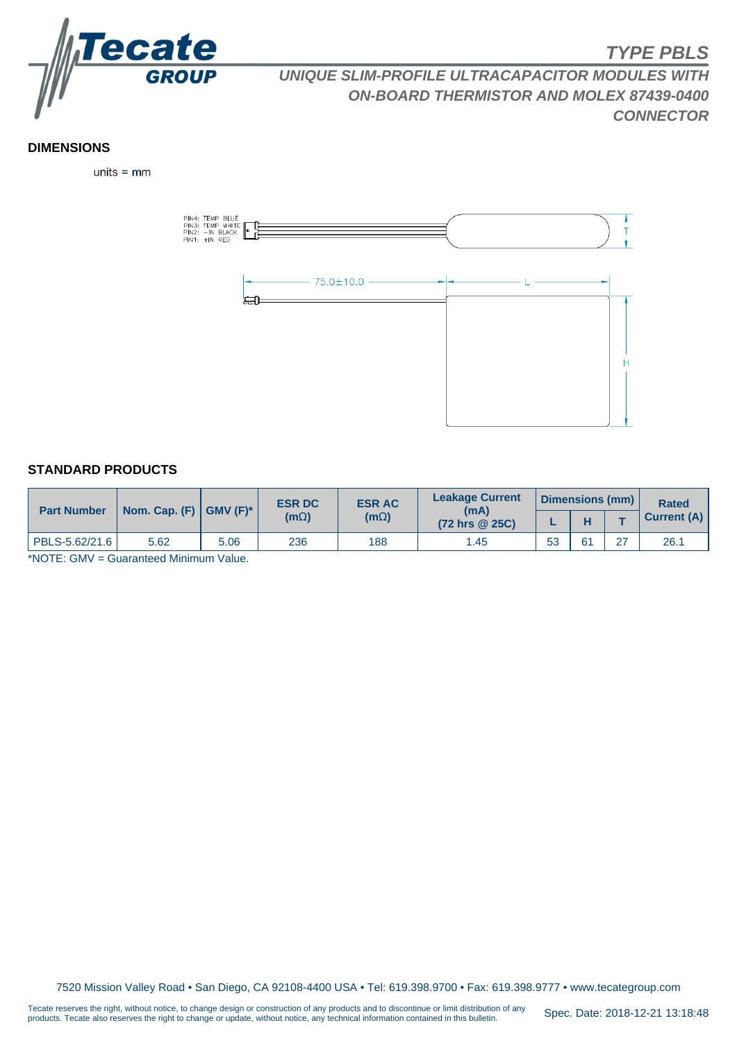# TYPE PBLS

## UNIQUE SLIM-PROFILE ULTRACAPACITOR MODULES WITH ON-BOARD THERMISTOR AND MOLEX 87439-0400 CONNECTOR

### DIMENSIONS

units = mm

PIN4: TEMP BLUE
PIN3: TEMP WHITE
PIN2: −IN BLACK
PIN1: +IN RED

T

75.0±10.0

L

H

### STANDARD PRODUCTS

| Part Number | Nom. Cap. (F) | GMV (F)* | ESR DC (mΩ) | ESR AC (mΩ) | Leakage Current (mA) (72 hrs @ 25C) | Dimensions (mm) | | | Rated Current (A) |
|---|---|---|---|---|---|---|---|---|---|
| | | | | | | L | H | T | |
| PBLS-5.62/21.6 | 5.62 | 5.06 | 236 | 188 | 1.45 | 53 | 61 | 27 | 26.1 |

*NOTE: GMV = Guaranteed Minimum Value.

7520 Mission Valley Road • San Diego, CA 92108-4400 USA • Tel: 619.398.9700 • Fax: 619.398.9777 • www.tecategroup.com

Tecate reserves the right, without notice, to change design or construction of any products and to discontinue or limit distribution of any products. Tecate also reserves the right to change or update, without notice, any technical information contained in this bulletin.

Spec. Date: 2018-12-21 13:18:48